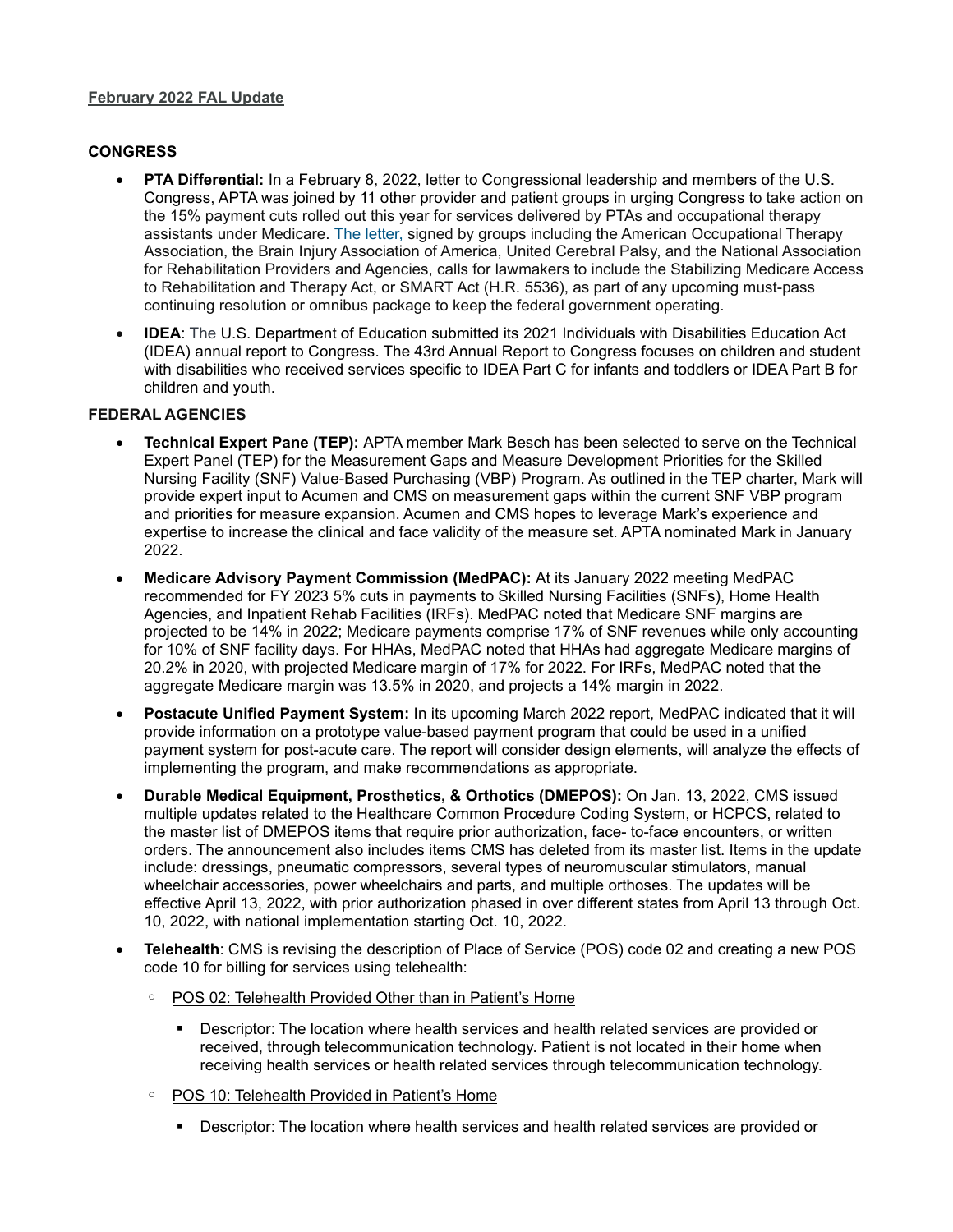**February 2022 FAL Update**

**CONGRESS**

- **PTA Differential:** In a February 8, 2022, letter to Congressional leadership and members of the U.S. Congress, APTA was joined by 11 other provider and patient groups in urging Congress to take action on the 15% payment cuts rolled out this year for services delivered by PTAs and occupational therapy assistants under Medicare. The letter, signed by groups including the American Occupational Therapy Association, the Brain Injury Association of America, United Cerebral Palsy, and the National Association for Rehabilitation Providers and Agencies, calls for lawmakers to include the Stabilizing Medicare Access to Rehabilitation and Therapy Act, or SMART Act (H.R. 5536), as part of any upcoming must-pass continuing resolution or omnibus package to keep the federal government operating.
- **IDEA**: The U.S. Department of Education submitted its 2021 Individuals with Disabilities Education Act (IDEA) annual report to Congress. The 43rd Annual Report to Congress focuses on children and student with disabilities who received services specific to IDEA Part C for infants and toddlers or IDEA Part B for children and youth.

**FEDERAL AGENCIES**

- **Technical Expert Pane (TEP):** APTA member Mark Besch has been selected to serve on the Technical Expert Panel (TEP) for the Measurement Gaps and Measure Development Priorities for the Skilled Nursing Facility (SNF) Value-Based Purchasing (VBP) Program. As outlined in the TEP charter, Mark will provide expert input to Acumen and CMS on measurement gaps within the current SNF VBP program and priorities for measure expansion. Acumen and CMS hopes to leverage Mark's experience and expertise to increase the clinical and face validity of the measure set. APTA nominated Mark in January 2022.
- **Medicare Advisory Payment Commission (MedPAC):** At its January 2022 meeting MedPAC recommended for FY 2023 5% cuts in payments to Skilled Nursing Facilities (SNFs), Home Health Agencies, and Inpatient Rehab Facilities (IRFs). MedPAC noted that Medicare SNF margins are projected to be 14% in 2022; Medicare payments comprise 17% of SNF revenues while only accounting for 10% of SNF facility days. For HHAs, MedPAC noted that HHAs had aggregate Medicare margins of 20.2% in 2020, with projected Medicare margin of 17% for 2022. For IRFs, MedPAC noted that the aggregate Medicare margin was 13.5% in 2020, and projects a 14% margin in 2022.
- **Postacute Unified Payment System:** In its upcoming March 2022 report, MedPAC indicated that it will provide information on a prototype value-based payment program that could be used in a unified payment system for post-acute care. The report will consider design elements, will analyze the effects of implementing the program, and make recommendations as appropriate.
- **Durable Medical Equipment, Prosthetics, & Orthotics (DMEPOS):** On Jan. 13, 2022, CMS issued multiple updates related to the Healthcare Common Procedure Coding System, or HCPCS, related to the master list of DMEPOS items that require prior authorization, face- to-face encounters, or written orders. The announcement also includes items CMS has deleted from its master list. Items in the update include: dressings, pneumatic compressors, several types of neuromuscular stimulators, manual wheelchair accessories, power wheelchairs and parts, and multiple orthoses. The updates will be effective April 13, 2022, with prior authorization phased in over different states from April 13 through Oct. 10, 2022, with national implementation starting Oct. 10, 2022.
- **Telehealth**: CMS is revising the description of Place of Service (POS) code 02 and creating a new POS code 10 for billing for services using telehealth:
  - POS 02: Telehealth Provided Other than in Patient's Home
    - Descriptor: The location where health services and health related services are provided or received, through telecommunication technology. Patient is not located in their home when receiving health services or health related services through telecommunication technology.
  - POS 10: Telehealth Provided in Patient's Home
    - Descriptor: The location where health services and health related services are provided or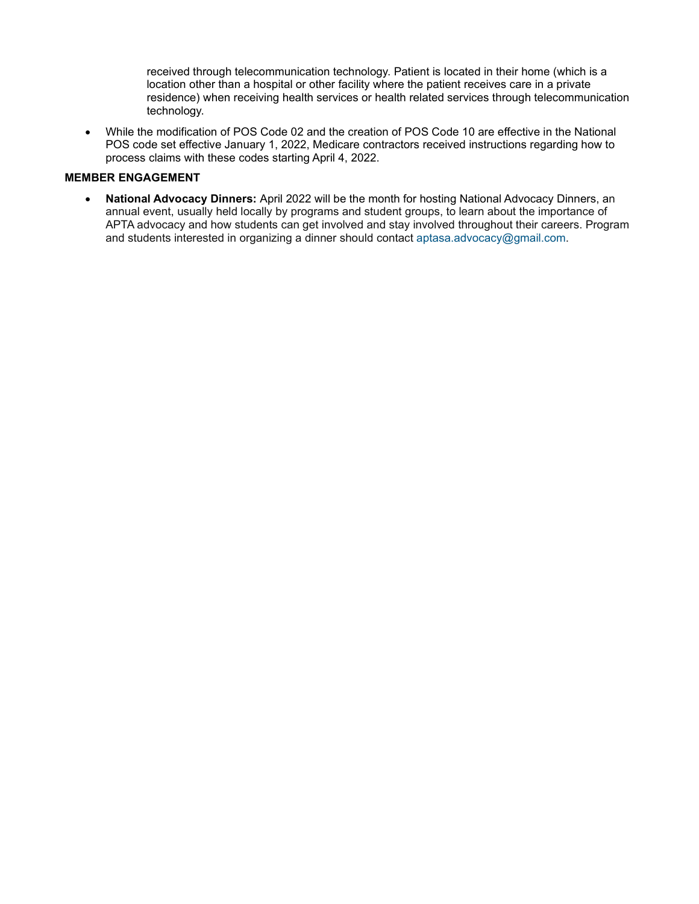received through telecommunication technology. Patient is located in their home (which is a location other than a hospital or other facility where the patient receives care in a private residence) when receiving health services or health related services through telecommunication technology.

- While the modification of POS Code 02 and the creation of POS Code 10 are effective in the National POS code set effective January 1, 2022, Medicare contractors received instructions regarding how to process claims with these codes starting April 4, 2022.

**MEMBER ENGAGEMENT**

- **National Advocacy Dinners:** April 2022 will be the month for hosting National Advocacy Dinners, an annual event, usually held locally by programs and student groups, to learn about the importance of APTA advocacy and how students can get involved and stay involved throughout their careers. Program and students interested in organizing a dinner should contact aptasa.advocacy@gmail.com.